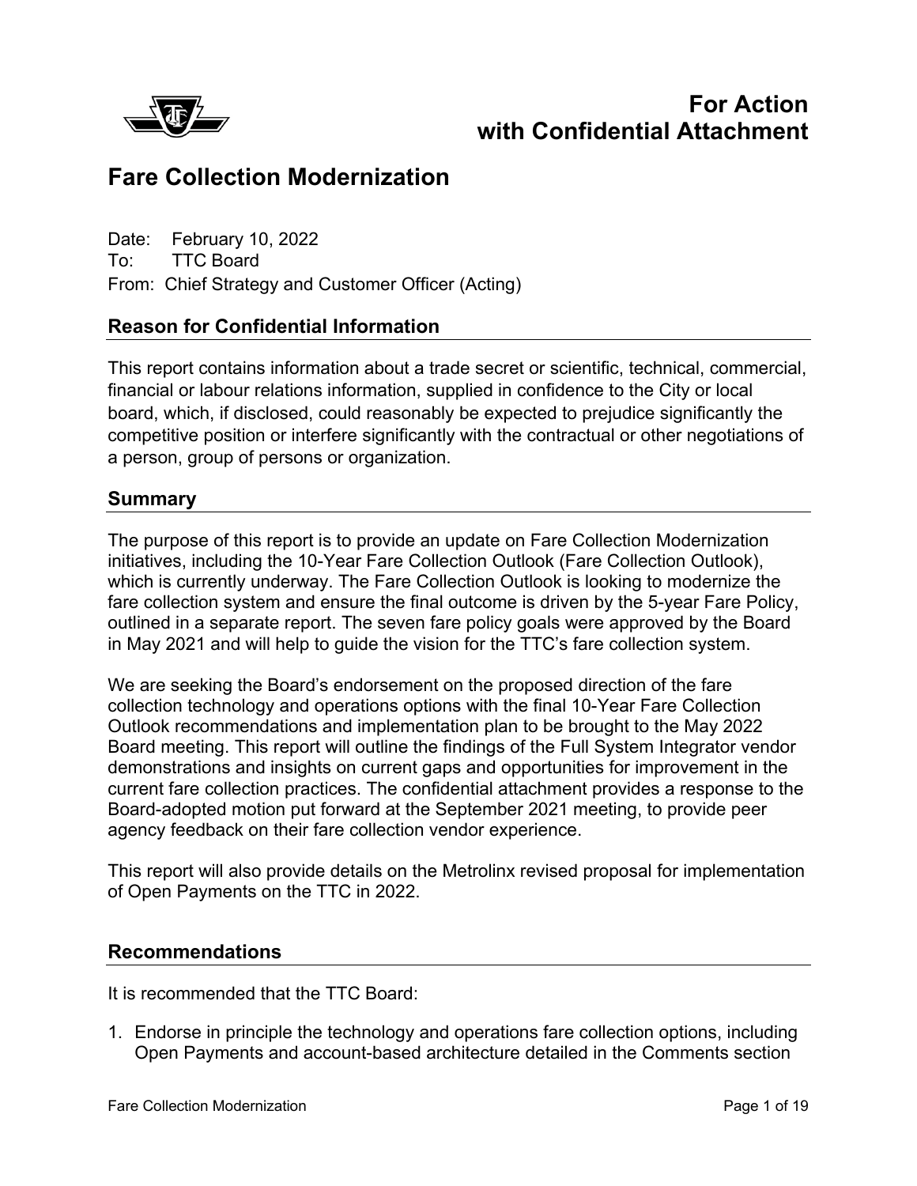**For Action**
**with Confidential Attachment**

# Fare Collection Modernization

Date: February 10, 2022
To: TTC Board
From: Chief Strategy and Customer Officer (Acting)

## Reason for Confidential Information

This report contains information about a trade secret or scientific, technical, commercial, financial or labour relations information, supplied in confidence to the City or local board, which, if disclosed, could reasonably be expected to prejudice significantly the competitive position or interfere significantly with the contractual or other negotiations of a person, group of persons or organization.

## Summary

The purpose of this report is to provide an update on Fare Collection Modernization initiatives, including the 10-Year Fare Collection Outlook (Fare Collection Outlook), which is currently underway. The Fare Collection Outlook is looking to modernize the fare collection system and ensure the final outcome is driven by the 5-year Fare Policy, outlined in a separate report. The seven fare policy goals were approved by the Board in May 2021 and will help to guide the vision for the TTC's fare collection system.

We are seeking the Board's endorsement on the proposed direction of the fare collection technology and operations options with the final 10-Year Fare Collection Outlook recommendations and implementation plan to be brought to the May 2022 Board meeting. This report will outline the findings of the Full System Integrator vendor demonstrations and insights on current gaps and opportunities for improvement in the current fare collection practices. The confidential attachment provides a response to the Board-adopted motion put forward at the September 2021 meeting, to provide peer agency feedback on their fare collection vendor experience.

This report will also provide details on the Metrolinx revised proposal for implementation of Open Payments on the TTC in 2022.

## Recommendations

It is recommended that the TTC Board:

1. Endorse in principle the technology and operations fare collection options, including Open Payments and account-based architecture detailed in the Comments section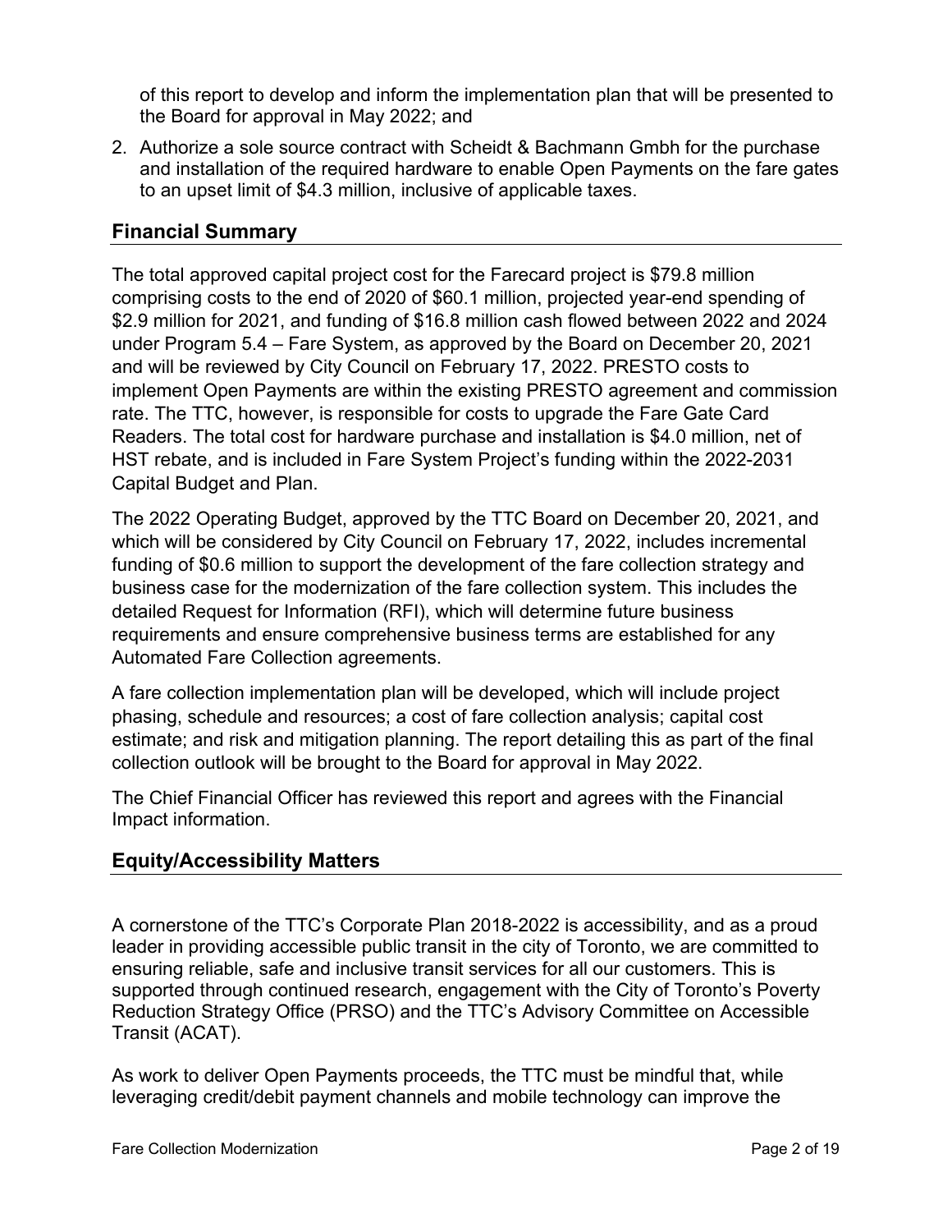of this report to develop and inform the implementation plan that will be presented to the Board for approval in May 2022; and

2. Authorize a sole source contract with Scheidt & Bachmann Gmbh for the purchase and installation of the required hardware to enable Open Payments on the fare gates to an upset limit of $4.3 million, inclusive of applicable taxes.

## Financial Summary

The total approved capital project cost for the Farecard project is $79.8 million comprising costs to the end of 2020 of $60.1 million, projected year-end spending of $2.9 million for 2021, and funding of $16.8 million cash flowed between 2022 and 2024 under Program 5.4 – Fare System, as approved by the Board on December 20, 2021 and will be reviewed by City Council on February 17, 2022. PRESTO costs to implement Open Payments are within the existing PRESTO agreement and commission rate. The TTC, however, is responsible for costs to upgrade the Fare Gate Card Readers. The total cost for hardware purchase and installation is $4.0 million, net of HST rebate, and is included in Fare System Project's funding within the 2022-2031 Capital Budget and Plan.

The 2022 Operating Budget, approved by the TTC Board on December 20, 2021, and which will be considered by City Council on February 17, 2022, includes incremental funding of $0.6 million to support the development of the fare collection strategy and business case for the modernization of the fare collection system. This includes the detailed Request for Information (RFI), which will determine future business requirements and ensure comprehensive business terms are established for any Automated Fare Collection agreements.

A fare collection implementation plan will be developed, which will include project phasing, schedule and resources; a cost of fare collection analysis; capital cost estimate; and risk and mitigation planning. The report detailing this as part of the final collection outlook will be brought to the Board for approval in May 2022.

The Chief Financial Officer has reviewed this report and agrees with the Financial Impact information.

## Equity/Accessibility Matters

A cornerstone of the TTC's Corporate Plan 2018-2022 is accessibility, and as a proud leader in providing accessible public transit in the city of Toronto, we are committed to ensuring reliable, safe and inclusive transit services for all our customers. This is supported through continued research, engagement with the City of Toronto's Poverty Reduction Strategy Office (PRSO) and the TTC's Advisory Committee on Accessible Transit (ACAT).

As work to deliver Open Payments proceeds, the TTC must be mindful that, while leveraging credit/debit payment channels and mobile technology can improve the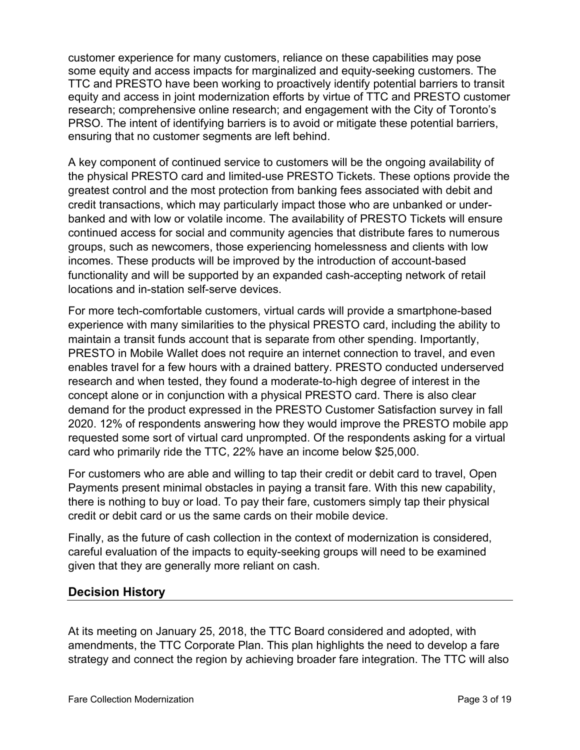customer experience for many customers, reliance on these capabilities may pose some equity and access impacts for marginalized and equity-seeking customers. The TTC and PRESTO have been working to proactively identify potential barriers to transit equity and access in joint modernization efforts by virtue of TTC and PRESTO customer research; comprehensive online research; and engagement with the City of Toronto's PRSO. The intent of identifying barriers is to avoid or mitigate these potential barriers, ensuring that no customer segments are left behind.

A key component of continued service to customers will be the ongoing availability of the physical PRESTO card and limited-use PRESTO Tickets. These options provide the greatest control and the most protection from banking fees associated with debit and credit transactions, which may particularly impact those who are unbanked or under-banked and with low or volatile income. The availability of PRESTO Tickets will ensure continued access for social and community agencies that distribute fares to numerous groups, such as newcomers, those experiencing homelessness and clients with low incomes. These products will be improved by the introduction of account-based functionality and will be supported by an expanded cash-accepting network of retail locations and in-station self-serve devices.

For more tech-comfortable customers, virtual cards will provide a smartphone-based experience with many similarities to the physical PRESTO card, including the ability to maintain a transit funds account that is separate from other spending. Importantly, PRESTO in Mobile Wallet does not require an internet connection to travel, and even enables travel for a few hours with a drained battery. PRESTO conducted underserved research and when tested, they found a moderate-to-high degree of interest in the concept alone or in conjunction with a physical PRESTO card. There is also clear demand for the product expressed in the PRESTO Customer Satisfaction survey in fall 2020. 12% of respondents answering how they would improve the PRESTO mobile app requested some sort of virtual card unprompted. Of the respondents asking for a virtual card who primarily ride the TTC, 22% have an income below $25,000.

For customers who are able and willing to tap their credit or debit card to travel, Open Payments present minimal obstacles in paying a transit fare. With this new capability, there is nothing to buy or load. To pay their fare, customers simply tap their physical credit or debit card or us the same cards on their mobile device.

Finally, as the future of cash collection in the context of modernization is considered, careful evaluation of the impacts to equity-seeking groups will need to be examined given that they are generally more reliant on cash.

## Decision History

At its meeting on January 25, 2018, the TTC Board considered and adopted, with amendments, the TTC Corporate Plan. This plan highlights the need to develop a fare strategy and connect the region by achieving broader fare integration. The TTC will also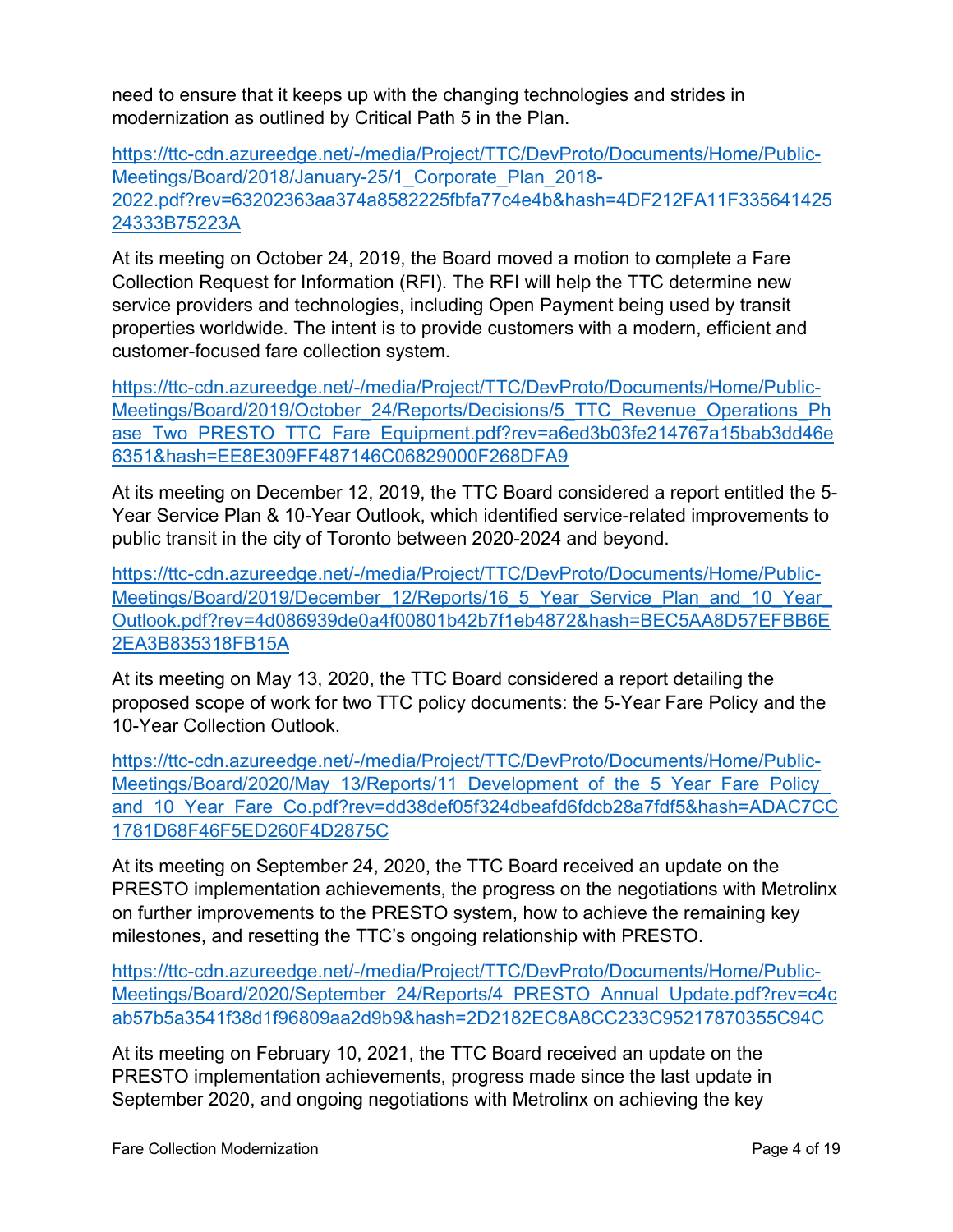need to ensure that it keeps up with the changing technologies and strides in modernization as outlined by Critical Path 5 in the Plan.

https://ttc-cdn.azureedge.net/-/media/Project/TTC/DevProto/Documents/Home/Public-Meetings/Board/2018/January-25/1_Corporate_Plan_2018-2022.pdf?rev=63202363aa374a8582225fbfa77c4e4b&hash=4DF212FA11F33564142524333B75223A

At its meeting on October 24, 2019, the Board moved a motion to complete a Fare Collection Request for Information (RFI). The RFI will help the TTC determine new service providers and technologies, including Open Payment being used by transit properties worldwide. The intent is to provide customers with a modern, efficient and customer-focused fare collection system.

https://ttc-cdn.azureedge.net/-/media/Project/TTC/DevProto/Documents/Home/Public-Meetings/Board/2019/October_24/Reports/Decisions/5_TTC_Revenue_Operations_Phase_Two_PRESTO_TTC_Fare_Equipment.pdf?rev=a6ed3b03fe214767a15bab3dd46e6351&hash=EE8E309FF487146C06829000F268DFA9

At its meeting on December 12, 2019, the TTC Board considered a report entitled the 5-Year Service Plan & 10-Year Outlook, which identified service-related improvements to public transit in the city of Toronto between 2020-2024 and beyond.

https://ttc-cdn.azureedge.net/-/media/Project/TTC/DevProto/Documents/Home/Public-Meetings/Board/2019/December_12/Reports/16_5_Year_Service_Plan_and_10_Year_Outlook.pdf?rev=4d086939de0a4f00801b42b7f1eb4872&hash=BEC5AA8D57EFBB6E2EA3B835318FB15A

At its meeting on May 13, 2020, the TTC Board considered a report detailing the proposed scope of work for two TTC policy documents: the 5-Year Fare Policy and the 10-Year Collection Outlook.

https://ttc-cdn.azureedge.net/-/media/Project/TTC/DevProto/Documents/Home/Public-Meetings/Board/2020/May_13/Reports/11_Development_of_the_5_Year_Fare_Policy_and_10_Year_Fare_Co.pdf?rev=dd38def05f324dbeafd6fdcb28a7fdf5&hash=ADAC7CC1781D68F46F5ED260F4D2875C

At its meeting on September 24, 2020, the TTC Board received an update on the PRESTO implementation achievements, the progress on the negotiations with Metrolinx on further improvements to the PRESTO system, how to achieve the remaining key milestones, and resetting the TTC's ongoing relationship with PRESTO.

https://ttc-cdn.azureedge.net/-/media/Project/TTC/DevProto/Documents/Home/Public-Meetings/Board/2020/September_24/Reports/4_PRESTO_Annual_Update.pdf?rev=c4cab57b5a3541f38d1f96809aa2d9b9&hash=2D2182EC8A8CC233C95217870355C94C

At its meeting on February 10, 2021, the TTC Board received an update on the PRESTO implementation achievements, progress made since the last update in September 2020, and ongoing negotiations with Metrolinx on achieving the key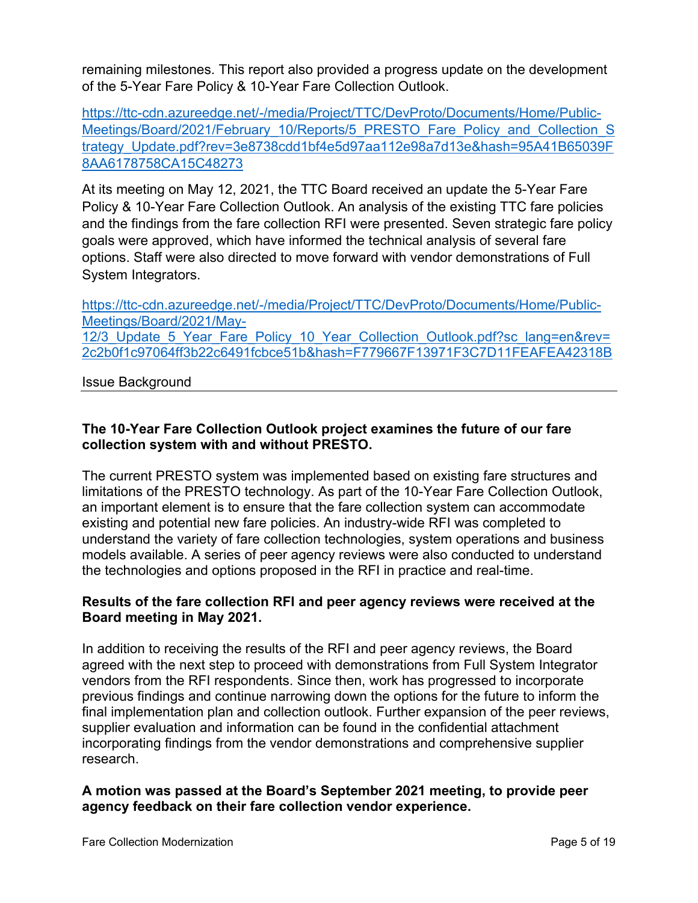remaining milestones. This report also provided a progress update on the development of the 5-Year Fare Policy & 10-Year Fare Collection Outlook.

https://ttc-cdn.azureedge.net/-/media/Project/TTC/DevProto/Documents/Home/Public-Meetings/Board/2021/February_10/Reports/5_PRESTO_Fare_Policy_and_Collection_Strategy_Update.pdf?rev=3e8738cdd1bf4e5d97aa112e98a7d13e&hash=95A41B65039F8AA6178758CA15C48273

At its meeting on May 12, 2021, the TTC Board received an update the 5-Year Fare Policy & 10-Year Fare Collection Outlook. An analysis of the existing TTC fare policies and the findings from the fare collection RFI were presented. Seven strategic fare policy goals were approved, which have informed the technical analysis of several fare options. Staff were also directed to move forward with vendor demonstrations of Full System Integrators.

https://ttc-cdn.azureedge.net/-/media/Project/TTC/DevProto/Documents/Home/Public-Meetings/Board/2021/May-12/3_Update_5_Year_Fare_Policy_10_Year_Collection_Outlook.pdf?sc_lang=en&rev=2c2b0f1c97064ff3b22c6491fcbce51b&hash=F779667F13971F3C7D11FEAFEA42318B

## Issue Background

**The 10-Year Fare Collection Outlook project examines the future of our fare collection system with and without PRESTO.**

The current PRESTO system was implemented based on existing fare structures and limitations of the PRESTO technology. As part of the 10-Year Fare Collection Outlook, an important element is to ensure that the fare collection system can accommodate existing and potential new fare policies. An industry-wide RFI was completed to understand the variety of fare collection technologies, system operations and business models available. A series of peer agency reviews were also conducted to understand the technologies and options proposed in the RFI in practice and real-time.

**Results of the fare collection RFI and peer agency reviews were received at the Board meeting in May 2021.**

In addition to receiving the results of the RFI and peer agency reviews, the Board agreed with the next step to proceed with demonstrations from Full System Integrator vendors from the RFI respondents. Since then, work has progressed to incorporate previous findings and continue narrowing down the options for the future to inform the final implementation plan and collection outlook. Further expansion of the peer reviews, supplier evaluation and information can be found in the confidential attachment incorporating findings from the vendor demonstrations and comprehensive supplier research.

**A motion was passed at the Board's September 2021 meeting, to provide peer agency feedback on their fare collection vendor experience.**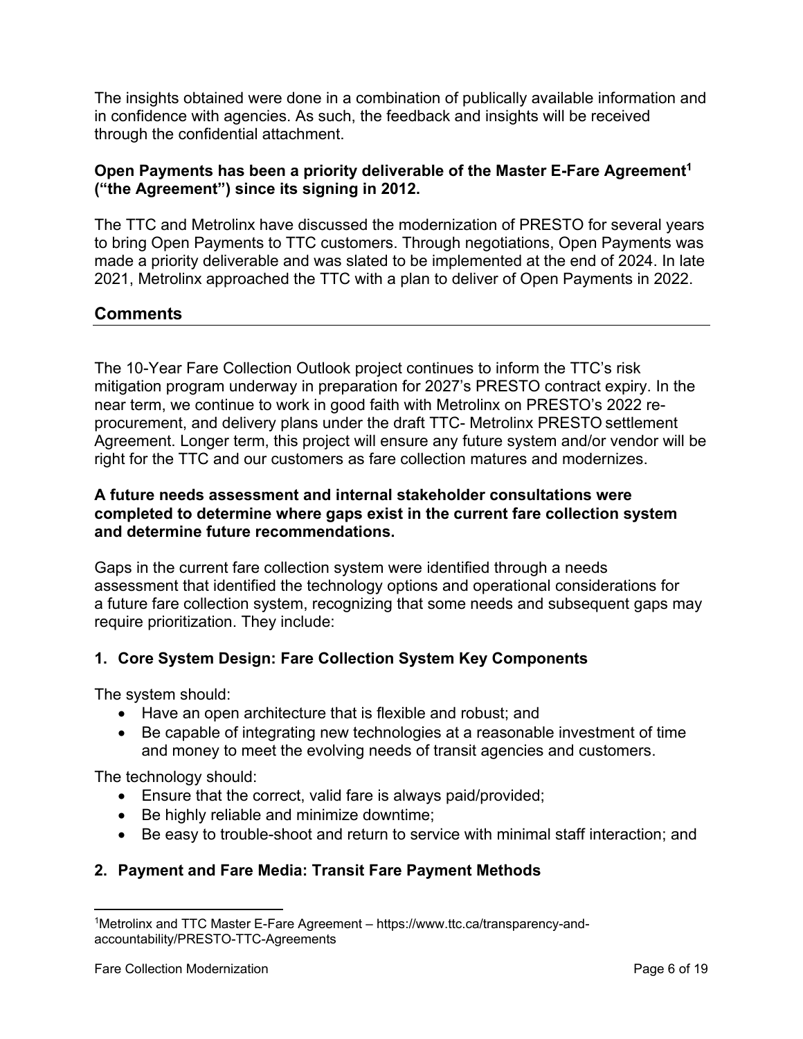The insights obtained were done in a combination of publically available information and in confidence with agencies. As such, the feedback and insights will be received through the confidential attachment.

**Open Payments has been a priority deliverable of the Master E-Fare Agreement[1] ("the Agreement") since its signing in 2012.**

The TTC and Metrolinx have discussed the modernization of PRESTO for several years to bring Open Payments to TTC customers. Through negotiations, Open Payments was made a priority deliverable and was slated to be implemented at the end of 2024. In late 2021, Metrolinx approached the TTC with a plan to deliver of Open Payments in 2022.

## Comments

The 10-Year Fare Collection Outlook project continues to inform the TTC's risk mitigation program underway in preparation for 2027's PRESTO contract expiry. In the near term, we continue to work in good faith with Metrolinx on PRESTO's 2022 re-procurement, and delivery plans under the draft TTC- Metrolinx PRESTO settlement Agreement. Longer term, this project will ensure any future system and/or vendor will be right for the TTC and our customers as fare collection matures and modernizes.

**A future needs assessment and internal stakeholder consultations were completed to determine where gaps exist in the current fare collection system and determine future recommendations.**

Gaps in the current fare collection system were identified through a needs assessment that identified the technology options and operational considerations for a future fare collection system, recognizing that some needs and subsequent gaps may require prioritization. They include:

### 1. Core System Design: Fare Collection System Key Components

The system should:

- Have an open architecture that is flexible and robust; and
- Be capable of integrating new technologies at a reasonable investment of time and money to meet the evolving needs of transit agencies and customers.

The technology should:

- Ensure that the correct, valid fare is always paid/provided;
- Be highly reliable and minimize downtime;
- Be easy to trouble-shoot and return to service with minimal staff interaction; and

### 2. Payment and Fare Media: Transit Fare Payment Methods

[1] Metrolinx and TTC Master E-Fare Agreement – https://www.ttc.ca/transparency-and-accountability/PRESTO-TTC-Agreements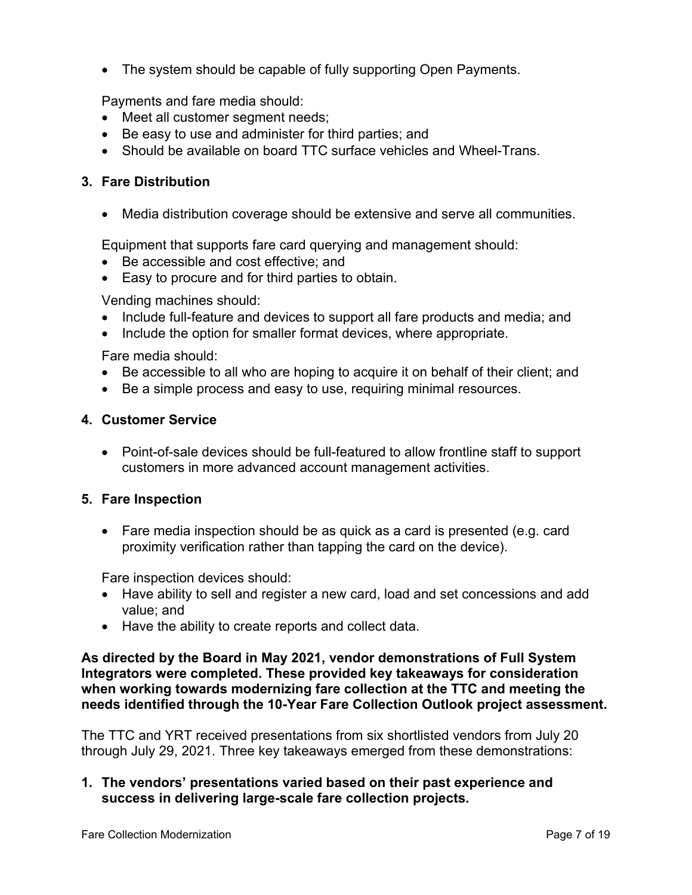- The system should be capable of fully supporting Open Payments.

Payments and fare media should:

- Meet all customer segment needs;
- Be easy to use and administer for third parties; and
- Should be available on board TTC surface vehicles and Wheel-Trans.

**3. Fare Distribution**

- Media distribution coverage should be extensive and serve all communities.

Equipment that supports fare card querying and management should:

- Be accessible and cost effective; and
- Easy to procure and for third parties to obtain.

Vending machines should:

- Include full-feature and devices to support all fare products and media; and
- Include the option for smaller format devices, where appropriate.

Fare media should:

- Be accessible to all who are hoping to acquire it on behalf of their client; and
- Be a simple process and easy to use, requiring minimal resources.

**4. Customer Service**

- Point-of-sale devices should be full-featured to allow frontline staff to support customers in more advanced account management activities.

**5. Fare Inspection**

- Fare media inspection should be as quick as a card is presented (e.g. card proximity verification rather than tapping the card on the device).

Fare inspection devices should:

- Have ability to sell and register a new card, load and set concessions and add value; and
- Have the ability to create reports and collect data.

**As directed by the Board in May 2021, vendor demonstrations of Full System Integrators were completed. These provided key takeaways for consideration when working towards modernizing fare collection at the TTC and meeting the needs identified through the 10-Year Fare Collection Outlook project assessment.**

The TTC and YRT received presentations from six shortlisted vendors from July 20 through July 29, 2021. Three key takeaways emerged from these demonstrations:

**1. The vendors' presentations varied based on their past experience and success in delivering large-scale fare collection projects.**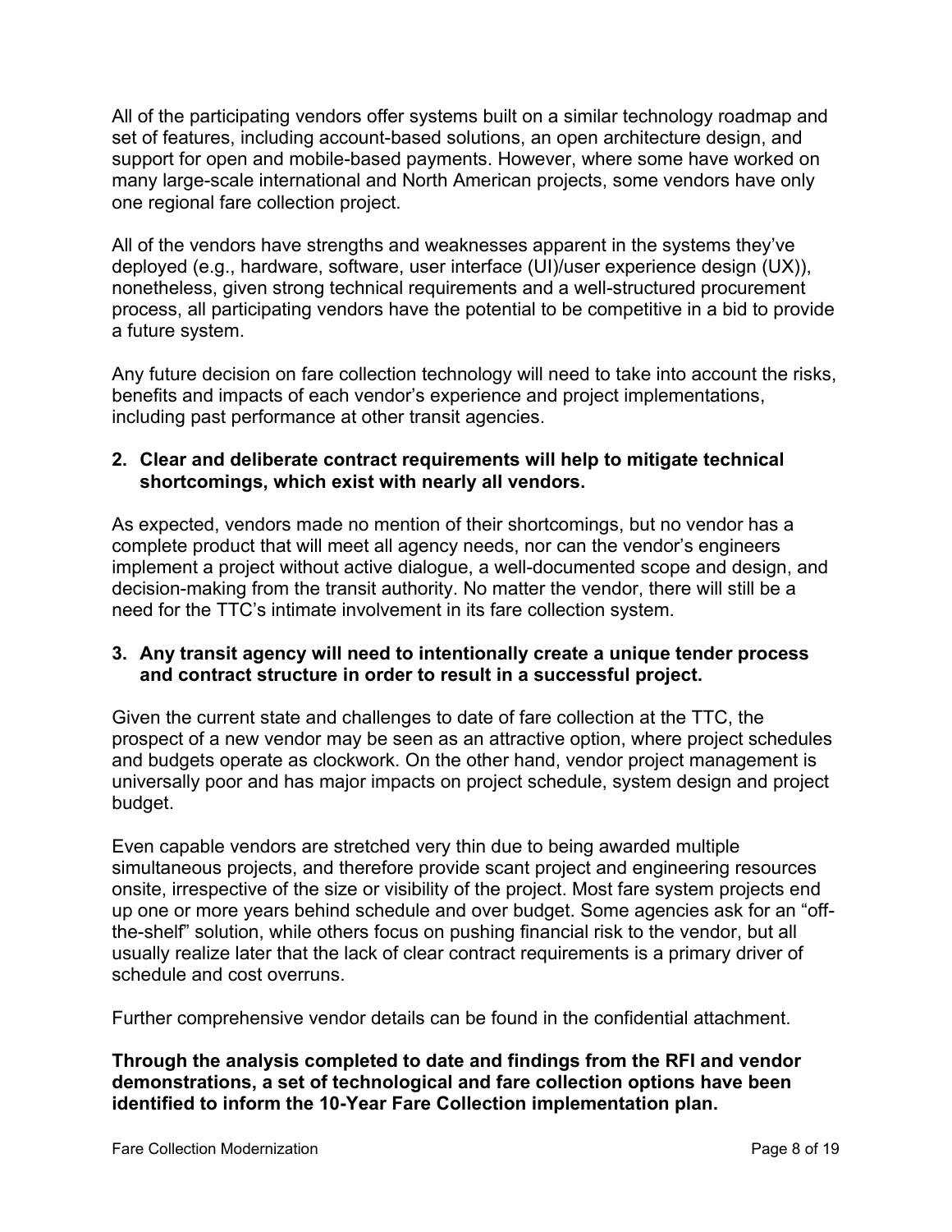All of the participating vendors offer systems built on a similar technology roadmap and set of features, including account-based solutions, an open architecture design, and support for open and mobile-based payments. However, where some have worked on many large-scale international and North American projects, some vendors have only one regional fare collection project.

All of the vendors have strengths and weaknesses apparent in the systems they've deployed (e.g., hardware, software, user interface (UI)/user experience design (UX)), nonetheless, given strong technical requirements and a well-structured procurement process, all participating vendors have the potential to be competitive in a bid to provide a future system.

Any future decision on fare collection technology will need to take into account the risks, benefits and impacts of each vendor's experience and project implementations, including past performance at other transit agencies.

2. **Clear and deliberate contract requirements will help to mitigate technical shortcomings, which exist with nearly all vendors.**

As expected, vendors made no mention of their shortcomings, but no vendor has a complete product that will meet all agency needs, nor can the vendor's engineers implement a project without active dialogue, a well-documented scope and design, and decision-making from the transit authority. No matter the vendor, there will still be a need for the TTC's intimate involvement in its fare collection system.

3. **Any transit agency will need to intentionally create a unique tender process and contract structure in order to result in a successful project.**

Given the current state and challenges to date of fare collection at the TTC, the prospect of a new vendor may be seen as an attractive option, where project schedules and budgets operate as clockwork. On the other hand, vendor project management is universally poor and has major impacts on project schedule, system design and project budget.

Even capable vendors are stretched very thin due to being awarded multiple simultaneous projects, and therefore provide scant project and engineering resources onsite, irrespective of the size or visibility of the project. Most fare system projects end up one or more years behind schedule and over budget. Some agencies ask for an "off-the-shelf" solution, while others focus on pushing financial risk to the vendor, but all usually realize later that the lack of clear contract requirements is a primary driver of schedule and cost overruns.

Further comprehensive vendor details can be found in the confidential attachment.

**Through the analysis completed to date and findings from the RFI and vendor demonstrations, a set of technological and fare collection options have been identified to inform the 10-Year Fare Collection implementation plan.**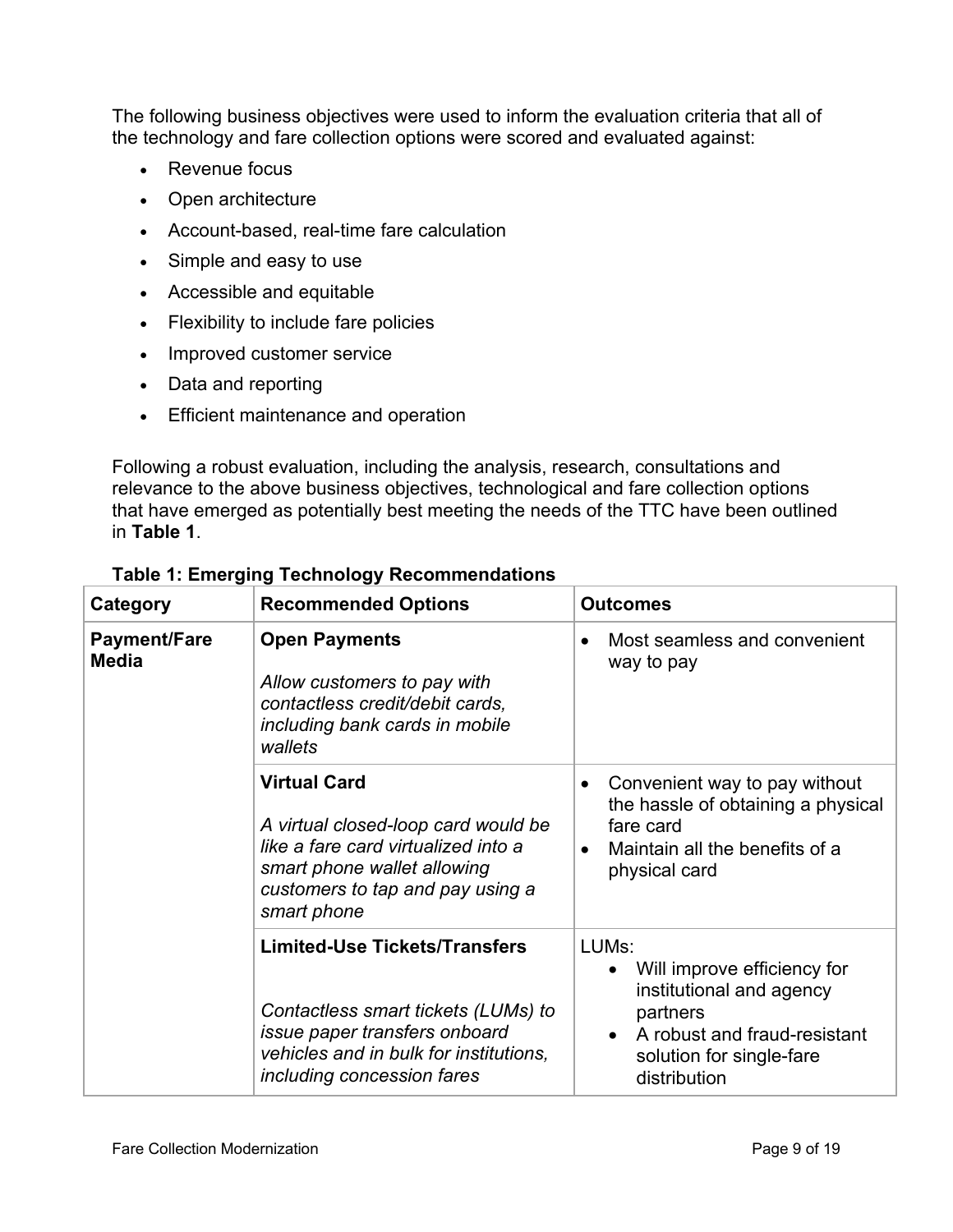The following business objectives were used to inform the evaluation criteria that all of the technology and fare collection options were scored and evaluated against:

- Revenue focus
- Open architecture
- Account-based, real-time fare calculation
- Simple and easy to use
- Accessible and equitable
- Flexibility to include fare policies
- Improved customer service
- Data and reporting
- Efficient maintenance and operation

Following a robust evaluation, including the analysis, research, consultations and relevance to the above business objectives, technological and fare collection options that have emerged as potentially best meeting the needs of the TTC have been outlined in **Table 1**.

**Table 1: Emerging Technology Recommendations**

| Category | Recommended Options | Outcomes |
|---|---|---|
| **Payment/Fare Media** | **Open Payments**<br><br>*Allow customers to pay with contactless credit/debit cards, including bank cards in mobile wallets* | • Most seamless and convenient way to pay |
| | **Virtual Card**<br><br>*A virtual closed-loop card would be like a fare card virtualized into a smart phone wallet allowing customers to tap and pay using a smart phone* | • Convenient way to pay without the hassle of obtaining a physical fare card<br>• Maintain all the benefits of a physical card |
| | **Limited-Use Tickets/Transfers**<br><br>*Contactless smart tickets (LUMs) to issue paper transfers onboard vehicles and in bulk for institutions, including concession fares* | LUMs:<br>• Will improve efficiency for institutional and agency partners<br>• A robust and fraud-resistant solution for single-fare distribution |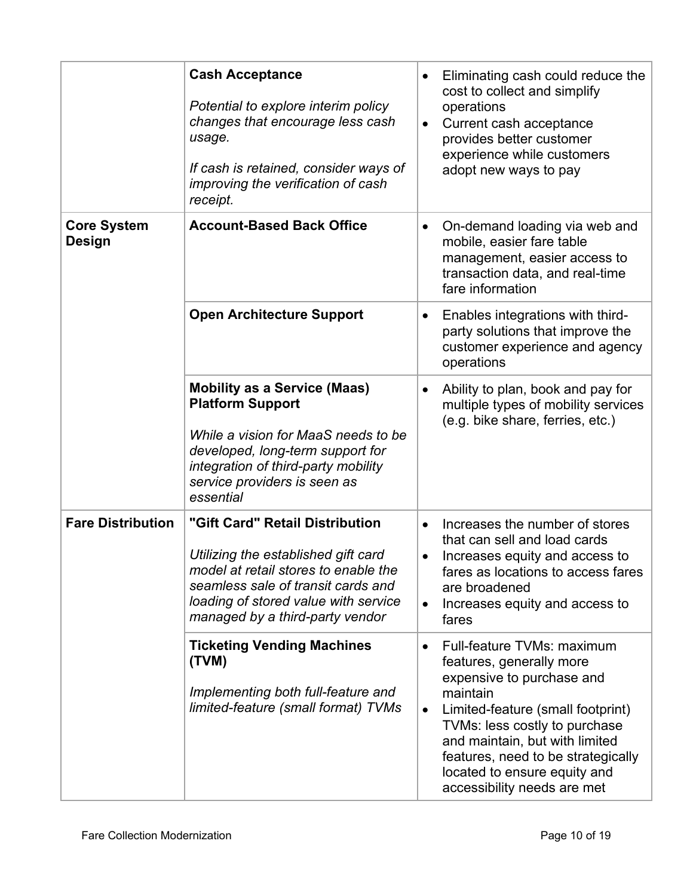| | | |
|---|---|---|
| | **Cash Acceptance**<br><br>*Potential to explore interim policy changes that encourage less cash usage.*<br><br>*If cash is retained, consider ways of improving the verification of cash receipt.* | • Eliminating cash could reduce the cost to collect and simplify operations<br>• Current cash acceptance provides better customer experience while customers adopt new ways to pay |
| **Core System Design** | **Account-Based Back Office** | • On-demand loading via web and mobile, easier fare table management, easier access to transaction data, and real-time fare information |
| | **Open Architecture Support** | • Enables integrations with third-party solutions that improve the customer experience and agency operations |
| | **Mobility as a Service (Maas) Platform Support**<br><br>*While a vision for MaaS needs to be developed, long-term support for integration of third-party mobility service providers is seen as essential* | • Ability to plan, book and pay for multiple types of mobility services (e.g. bike share, ferries, etc.) |
| **Fare Distribution** | **"Gift Card" Retail Distribution**<br><br>*Utilizing the established gift card model at retail stores to enable the seamless sale of transit cards and loading of stored value with service managed by a third-party vendor* | • Increases the number of stores that can sell and load cards<br>• Increases equity and access to fares as locations to access fares are broadened<br>• Increases equity and access to fares |
| | **Ticketing Vending Machines (TVM)**<br><br>*Implementing both full-feature and limited-feature (small format) TVMs* | • Full-feature TVMs: maximum features, generally more expensive to purchase and maintain<br>• Limited-feature (small footprint) TVMs: less costly to purchase and maintain, but with limited features, need to be strategically located to ensure equity and accessibility needs are met |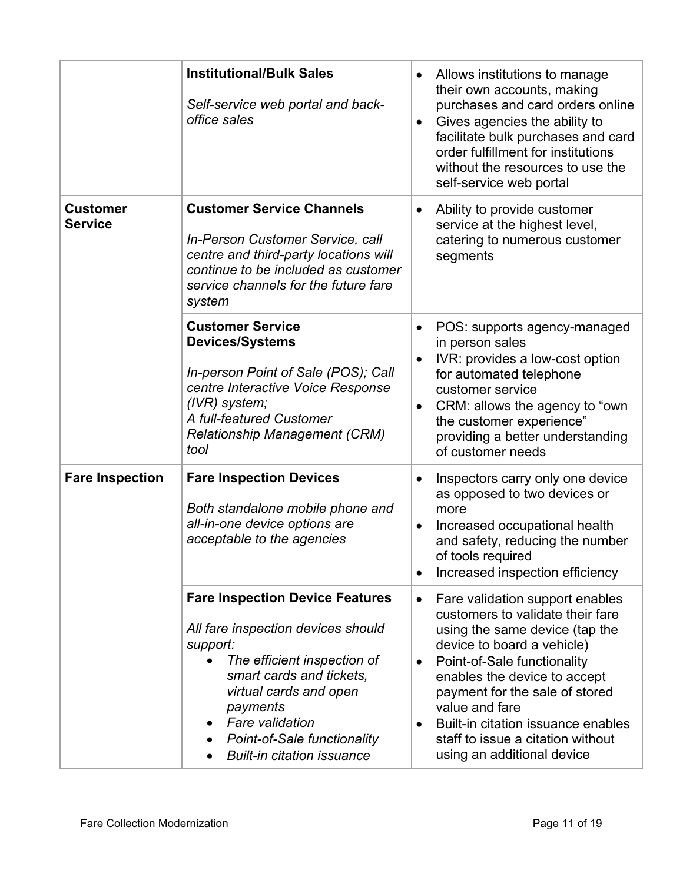| | | |
|---|---|---|
| | **Institutional/Bulk Sales**<br><br>*Self-service web portal and back-office sales* | • Allows institutions to manage their own accounts, making purchases and card orders online<br>• Gives agencies the ability to facilitate bulk purchases and card order fulfillment for institutions without the resources to use the self-service web portal |
| **Customer Service** | **Customer Service Channels**<br><br>*In-Person Customer Service, call centre and third-party locations will continue to be included as customer service channels for the future fare system* | • Ability to provide customer service at the highest level, catering to numerous customer segments |
| | **Customer Service Devices/Systems**<br><br>*In-person Point of Sale (POS); Call centre Interactive Voice Response (IVR) system;*<br>*A full-featured Customer Relationship Management (CRM) tool* | • POS: supports agency-managed in person sales<br>• IVR: provides a low-cost option for automated telephone customer service<br>• CRM: allows the agency to "own the customer experience" providing a better understanding of customer needs |
| **Fare Inspection** | **Fare Inspection Devices**<br><br>*Both standalone mobile phone and all-in-one device options are acceptable to the agencies* | • Inspectors carry only one device as opposed to two devices or more<br>• Increased occupational health and safety, reducing the number of tools required<br>• Increased inspection efficiency |
| | **Fare Inspection Device Features**<br><br>*All fare inspection devices should support:*<br>• *The efficient inspection of smart cards and tickets, virtual cards and open payments*<br>• *Fare validation*<br>• *Point-of-Sale functionality*<br>• *Built-in citation issuance* | • Fare validation support enables customers to validate their fare using the same device (tap the device to board a vehicle)<br>• Point-of-Sale functionality enables the device to accept payment for the sale of stored value and fare<br>• Built-in citation issuance enables staff to issue a citation without using an additional device |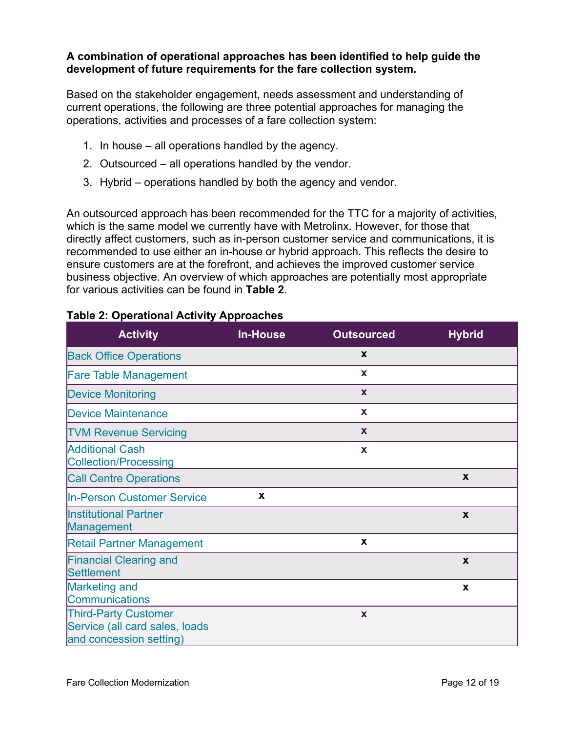**A combination of operational approaches has been identified to help guide the development of future requirements for the fare collection system.**

Based on the stakeholder engagement, needs assessment and understanding of current operations, the following are three potential approaches for managing the operations, activities and processes of a fare collection system:

1. In house – all operations handled by the agency.
2. Outsourced – all operations handled by the vendor.
3. Hybrid – operations handled by both the agency and vendor.

An outsourced approach has been recommended for the TTC for a majority of activities, which is the same model we currently have with Metrolinx. However, for those that directly affect customers, such as in-person customer service and communications, it is recommended to use either an in-house or hybrid approach. This reflects the desire to ensure customers are at the forefront, and achieves the improved customer service business objective. An overview of which approaches are potentially most appropriate for various activities can be found in **Table 2**.

**Table 2: Operational Activity Approaches**

| Activity | In-House | Outsourced | Hybrid |
|---|---|---|---|
| Back Office Operations | | x | |
| Fare Table Management | | x | |
| Device Monitoring | | x | |
| Device Maintenance | | x | |
| TVM Revenue Servicing | | x | |
| Additional Cash Collection/Processing | | x | |
| Call Centre Operations | | | x |
| In-Person Customer Service | x | | |
| Institutional Partner Management | | | x |
| Retail Partner Management | | x | |
| Financial Clearing and Settlement | | | x |
| Marketing and Communications | | | x |
| Third-Party Customer Service (all card sales, loads and concession setting) | | x | |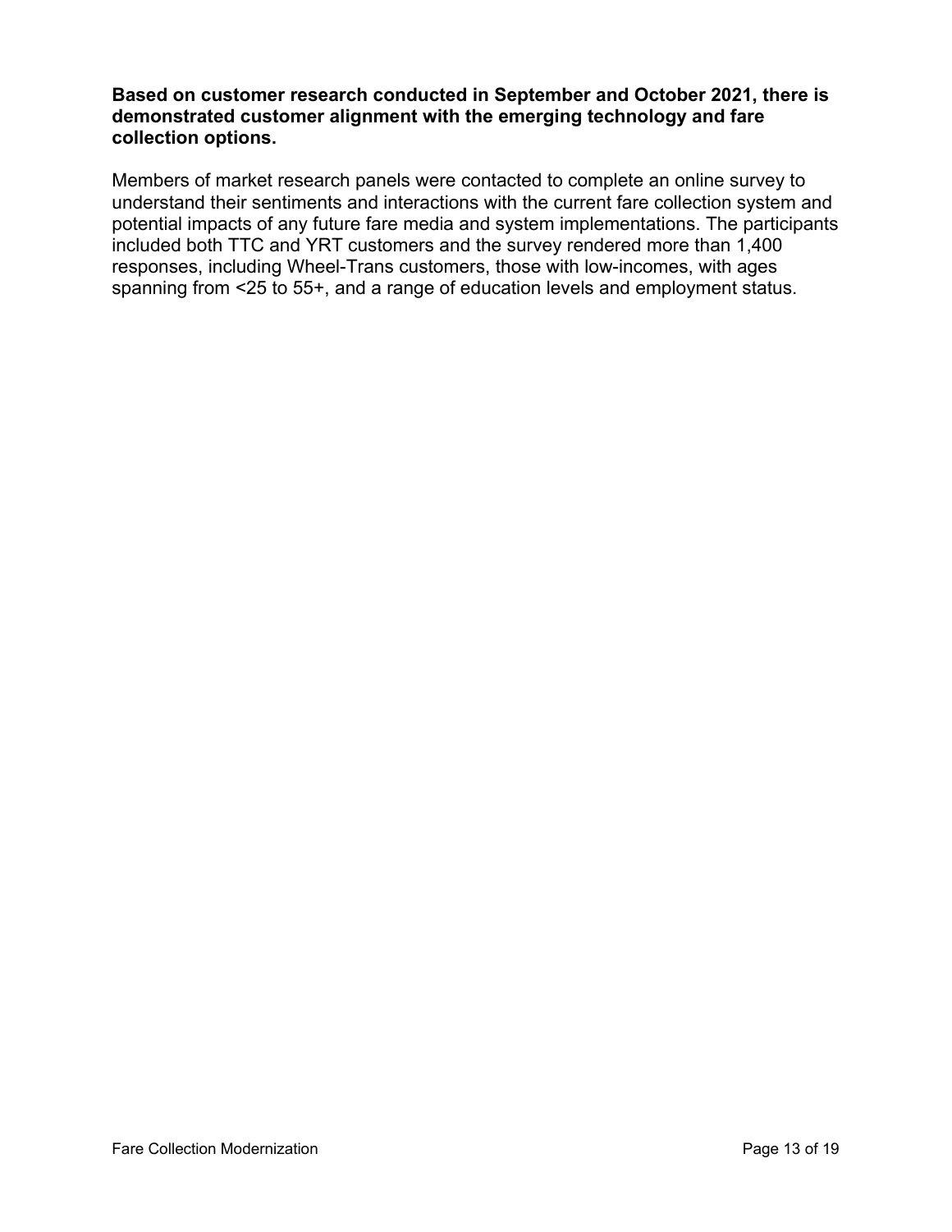**Based on customer research conducted in September and October 2021, there is demonstrated customer alignment with the emerging technology and fare collection options.**

Members of market research panels were contacted to complete an online survey to understand their sentiments and interactions with the current fare collection system and potential impacts of any future fare media and system implementations. The participants included both TTC and YRT customers and the survey rendered more than 1,400 responses, including Wheel-Trans customers, those with low-incomes, with ages spanning from <25 to 55+, and a range of education levels and employment status.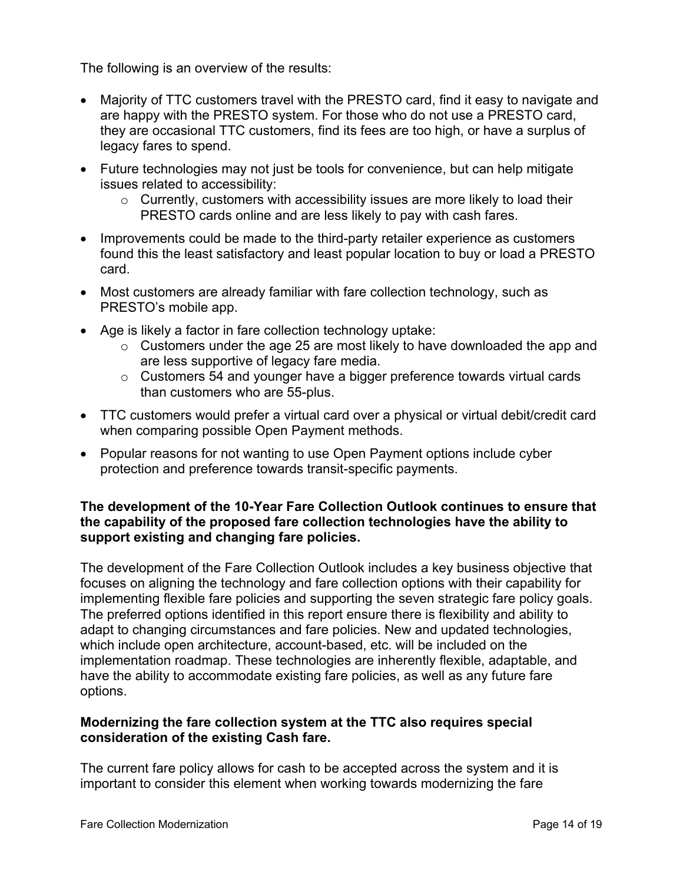The following is an overview of the results:

- Majority of TTC customers travel with the PRESTO card, find it easy to navigate and are happy with the PRESTO system. For those who do not use a PRESTO card, they are occasional TTC customers, find its fees are too high, or have a surplus of legacy fares to spend.
- Future technologies may not just be tools for convenience, but can help mitigate issues related to accessibility:
  - Currently, customers with accessibility issues are more likely to load their PRESTO cards online and are less likely to pay with cash fares.
- Improvements could be made to the third-party retailer experience as customers found this the least satisfactory and least popular location to buy or load a PRESTO card.
- Most customers are already familiar with fare collection technology, such as PRESTO's mobile app.
- Age is likely a factor in fare collection technology uptake:
  - Customers under the age 25 are most likely to have downloaded the app and are less supportive of legacy fare media.
  - Customers 54 and younger have a bigger preference towards virtual cards than customers who are 55-plus.
- TTC customers would prefer a virtual card over a physical or virtual debit/credit card when comparing possible Open Payment methods.
- Popular reasons for not wanting to use Open Payment options include cyber protection and preference towards transit-specific payments.

**The development of the 10-Year Fare Collection Outlook continues to ensure that the capability of the proposed fare collection technologies have the ability to support existing and changing fare policies.**

The development of the Fare Collection Outlook includes a key business objective that focuses on aligning the technology and fare collection options with their capability for implementing flexible fare policies and supporting the seven strategic fare policy goals. The preferred options identified in this report ensure there is flexibility and ability to adapt to changing circumstances and fare policies. New and updated technologies, which include open architecture, account-based, etc. will be included on the implementation roadmap. These technologies are inherently flexible, adaptable, and have the ability to accommodate existing fare policies, as well as any future fare options.

**Modernizing the fare collection system at the TTC also requires special consideration of the existing Cash fare.**

The current fare policy allows for cash to be accepted across the system and it is important to consider this element when working towards modernizing the fare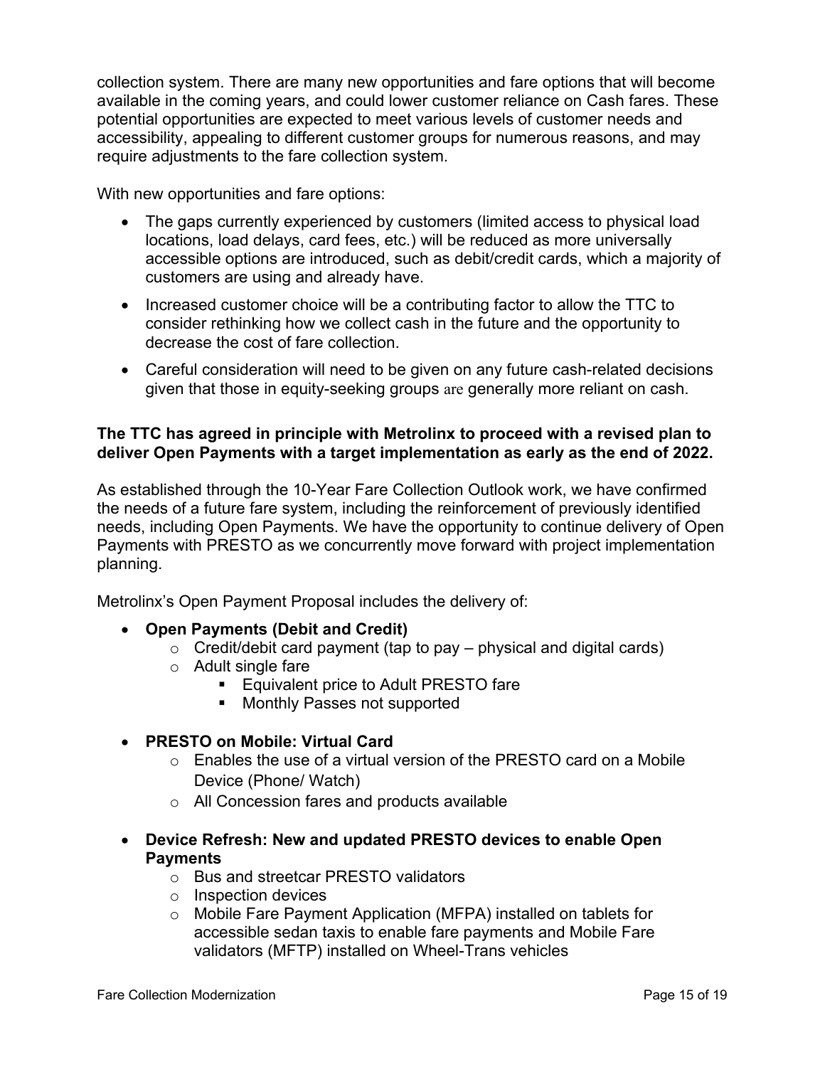collection system. There are many new opportunities and fare options that will become available in the coming years, and could lower customer reliance on Cash fares. These potential opportunities are expected to meet various levels of customer needs and accessibility, appealing to different customer groups for numerous reasons, and may require adjustments to the fare collection system.

With new opportunities and fare options:

- The gaps currently experienced by customers (limited access to physical load locations, load delays, card fees, etc.) will be reduced as more universally accessible options are introduced, such as debit/credit cards, which a majority of customers are using and already have.
- Increased customer choice will be a contributing factor to allow the TTC to consider rethinking how we collect cash in the future and the opportunity to decrease the cost of fare collection.
- Careful consideration will need to be given on any future cash-related decisions given that those in equity-seeking groups are generally more reliant on cash.

**The TTC has agreed in principle with Metrolinx to proceed with a revised plan to deliver Open Payments with a target implementation as early as the end of 2022.**

As established through the 10-Year Fare Collection Outlook work, we have confirmed the needs of a future fare system, including the reinforcement of previously identified needs, including Open Payments. We have the opportunity to continue delivery of Open Payments with PRESTO as we concurrently move forward with project implementation planning.

Metrolinx's Open Payment Proposal includes the delivery of:

- **Open Payments (Debit and Credit)**
  - Credit/debit card payment (tap to pay – physical and digital cards)
  - Adult single fare
    - Equivalent price to Adult PRESTO fare
    - Monthly Passes not supported
- **PRESTO on Mobile: Virtual Card**
  - Enables the use of a virtual version of the PRESTO card on a Mobile Device (Phone/ Watch)
  - All Concession fares and products available
- **Device Refresh: New and updated PRESTO devices to enable Open Payments**
  - Bus and streetcar PRESTO validators
  - Inspection devices
  - Mobile Fare Payment Application (MFPA) installed on tablets for accessible sedan taxis to enable fare payments and Mobile Fare validators (MFTP) installed on Wheel-Trans vehicles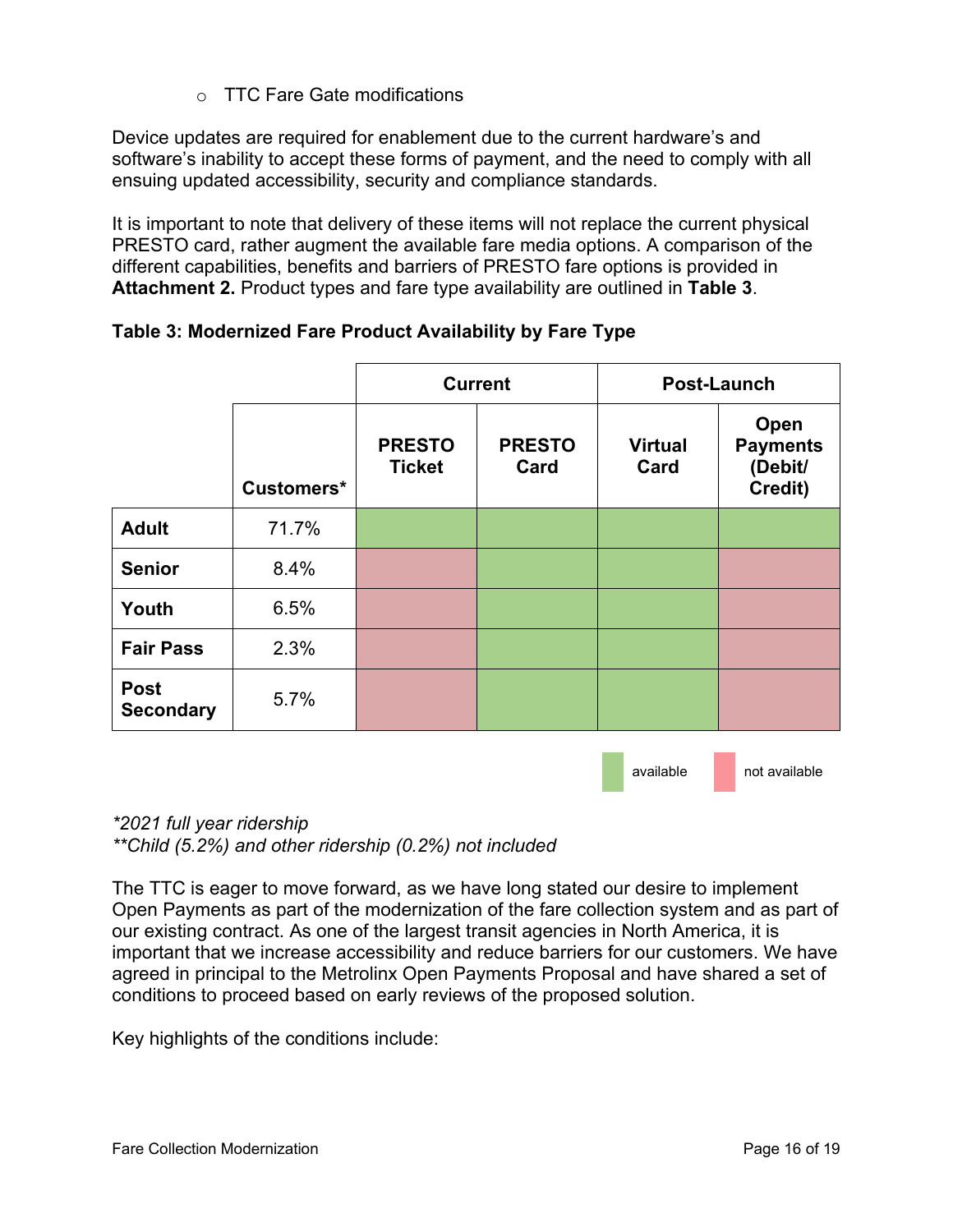- TTC Fare Gate modifications

Device updates are required for enablement due to the current hardware's and software's inability to accept these forms of payment, and the need to comply with all ensuing updated accessibility, security and compliance standards.

It is important to note that delivery of these items will not replace the current physical PRESTO card, rather augment the available fare media options. A comparison of the different capabilities, benefits and barriers of PRESTO fare options is provided in **Attachment 2.** Product types and fare type availability are outlined in **Table 3**.

**Table 3: Modernized Fare Product Availability by Fare Type**

| | | Current | | Post-Launch | |
|---|---|---|---|---|---|
| | **Customers*** | **PRESTO Ticket** | **PRESTO Card** | **Virtual Card** | **Open Payments (Debit/ Credit)** |
| **Adult** | 71.7% | available | available | available | available |
| **Senior** | 8.4% | not available | available | available | not available |
| **Youth** | 6.5% | not available | available | available | not available |
| **Fair Pass** | 2.3% | not available | available | available | not available |
| **Post Secondary** | 5.7% | not available | available | available | not available |

*\*2021 full year ridership*
*\*\*Child (5.2%) and other ridership (0.2%) not included*

The TTC is eager to move forward, as we have long stated our desire to implement Open Payments as part of the modernization of the fare collection system and as part of our existing contract. As one of the largest transit agencies in North America, it is important that we increase accessibility and reduce barriers for our customers. We have agreed in principal to the Metrolinx Open Payments Proposal and have shared a set of conditions to proceed based on early reviews of the proposed solution.

Key highlights of the conditions include: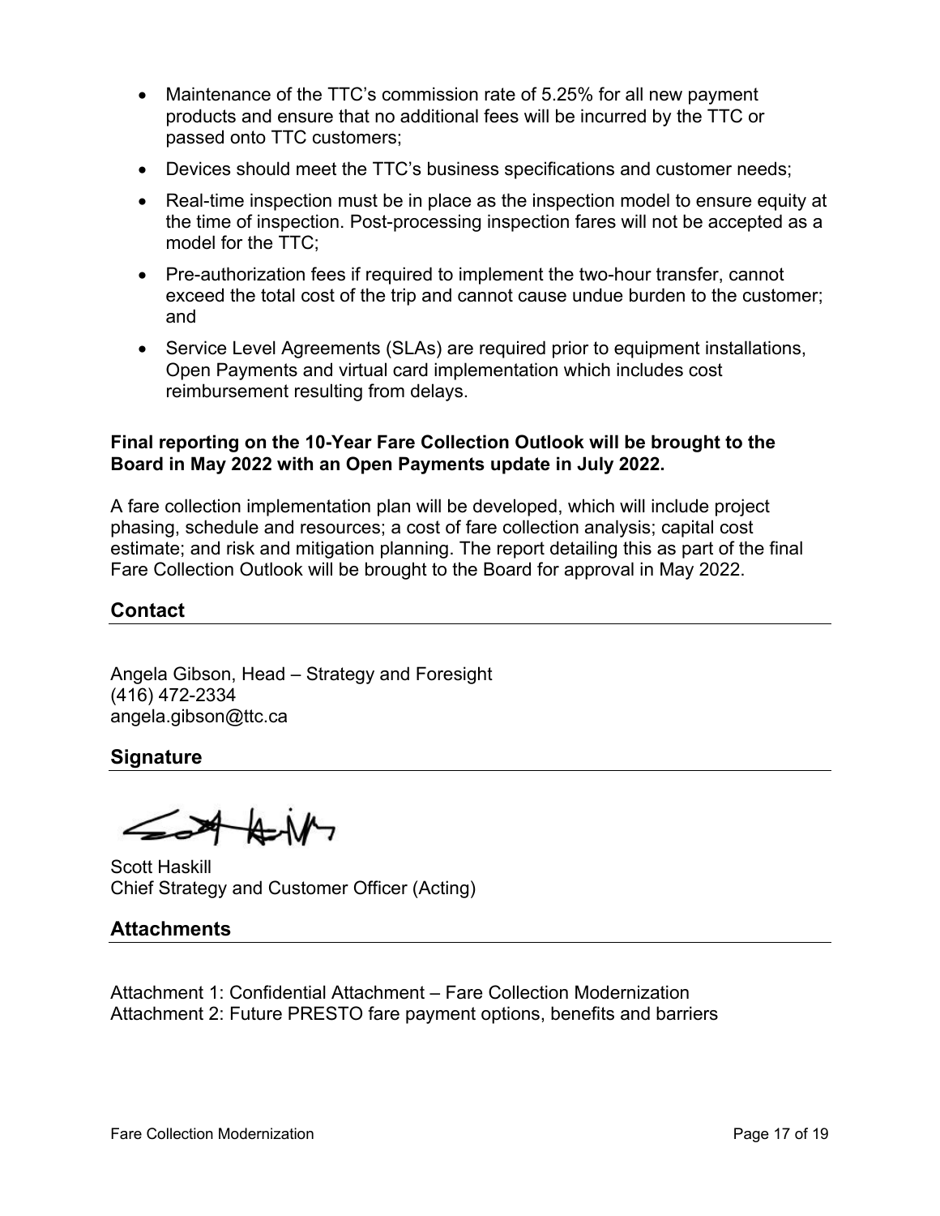- Maintenance of the TTC's commission rate of 5.25% for all new payment products and ensure that no additional fees will be incurred by the TTC or passed onto TTC customers;
- Devices should meet the TTC's business specifications and customer needs;
- Real-time inspection must be in place as the inspection model to ensure equity at the time of inspection. Post-processing inspection fares will not be accepted as a model for the TTC;
- Pre-authorization fees if required to implement the two-hour transfer, cannot exceed the total cost of the trip and cannot cause undue burden to the customer; and
- Service Level Agreements (SLAs) are required prior to equipment installations, Open Payments and virtual card implementation which includes cost reimbursement resulting from delays.

**Final reporting on the 10-Year Fare Collection Outlook will be brought to the Board in May 2022 with an Open Payments update in July 2022.**

A fare collection implementation plan will be developed, which will include project phasing, schedule and resources; a cost of fare collection analysis; capital cost estimate; and risk and mitigation planning. The report detailing this as part of the final Fare Collection Outlook will be brought to the Board for approval in May 2022.

## Contact

Angela Gibson, Head – Strategy and Foresight
(416) 472-2334
angela.gibson@ttc.ca

## Signature

Scott Haskill
Chief Strategy and Customer Officer (Acting)

## Attachments

Attachment 1: Confidential Attachment – Fare Collection Modernization
Attachment 2: Future PRESTO fare payment options, benefits and barriers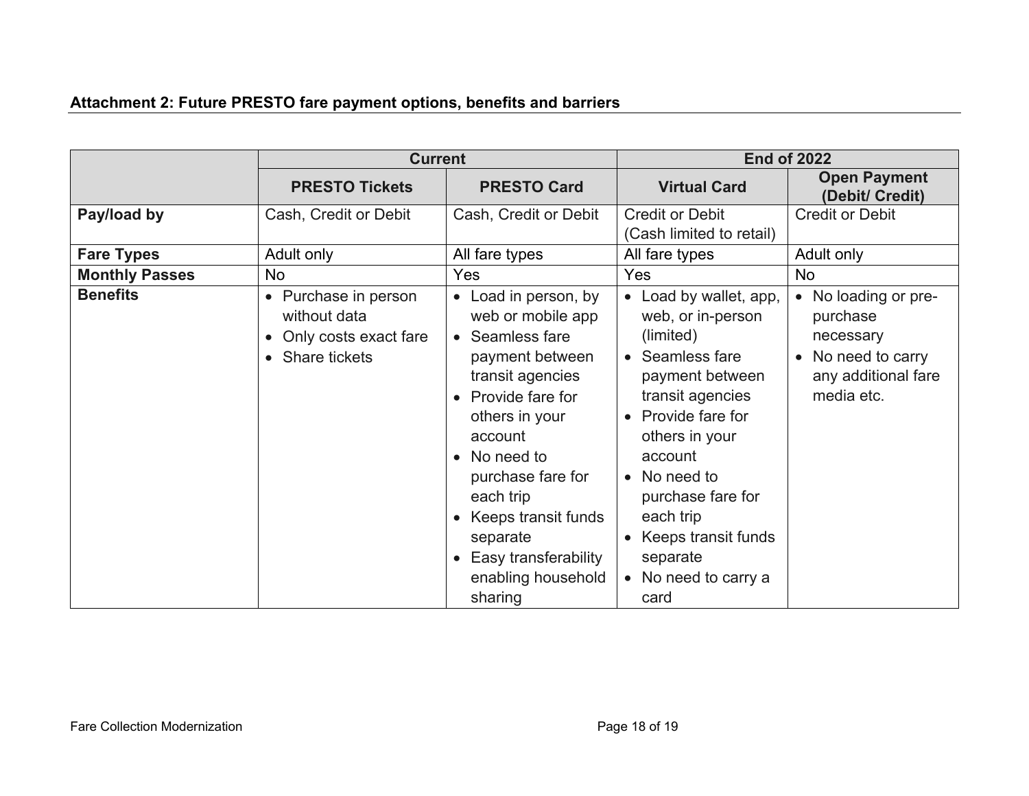**Attachment 2: Future PRESTO fare payment options, benefits and barriers**

| | Current | | End of 2022 | |
|---|---|---|---|---|
| | **PRESTO Tickets** | **PRESTO Card** | **Virtual Card** | **Open Payment (Debit/ Credit)** |
| **Pay/load by** | Cash, Credit or Debit | Cash, Credit or Debit | Credit or Debit (Cash limited to retail) | Credit or Debit |
| **Fare Types** | Adult only | All fare types | All fare types | Adult only |
| **Monthly Passes** | No | Yes | Yes | No |
| **Benefits** | • Purchase in person without data<br>• Only costs exact fare<br>• Share tickets | • Load in person, by web or mobile app<br>• Seamless fare payment between transit agencies<br>• Provide fare for others in your account<br>• No need to purchase fare for each trip<br>• Keeps transit funds separate<br>• Easy transferability enabling household sharing | • Load by wallet, app, web, or in-person (limited)<br>• Seamless fare payment between transit agencies<br>• Provide fare for others in your account<br>• No need to purchase fare for each trip<br>• Keeps transit funds separate<br>• No need to carry a card | • No loading or pre-purchase necessary<br>• No need to carry any additional fare media etc. |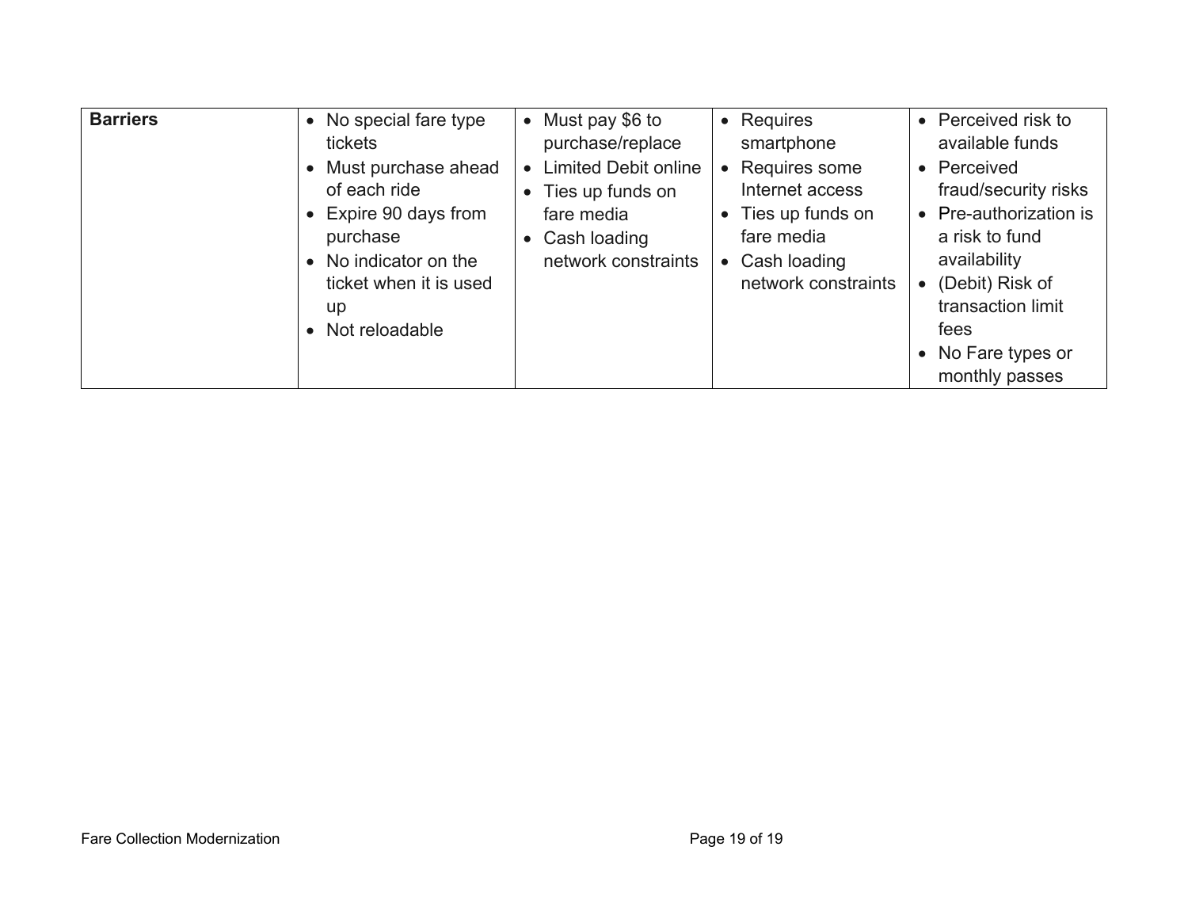| | | | | |
|---|---|---|---|---|
| **Barriers** | • No special fare type tickets<br>• Must purchase ahead of each ride<br>• Expire 90 days from purchase<br>• No indicator on the ticket when it is used up<br>• Not reloadable | • Must pay $6 to purchase/replace<br>• Limited Debit online<br>• Ties up funds on fare media<br>• Cash loading network constraints | • Requires smartphone<br>• Requires some Internet access<br>• Ties up funds on fare media<br>• Cash loading network constraints | • Perceived risk to available funds<br>• Perceived fraud/security risks<br>• Pre-authorization is a risk to fund availability<br>• (Debit) Risk of transaction limit fees<br>• No Fare types or monthly passes |